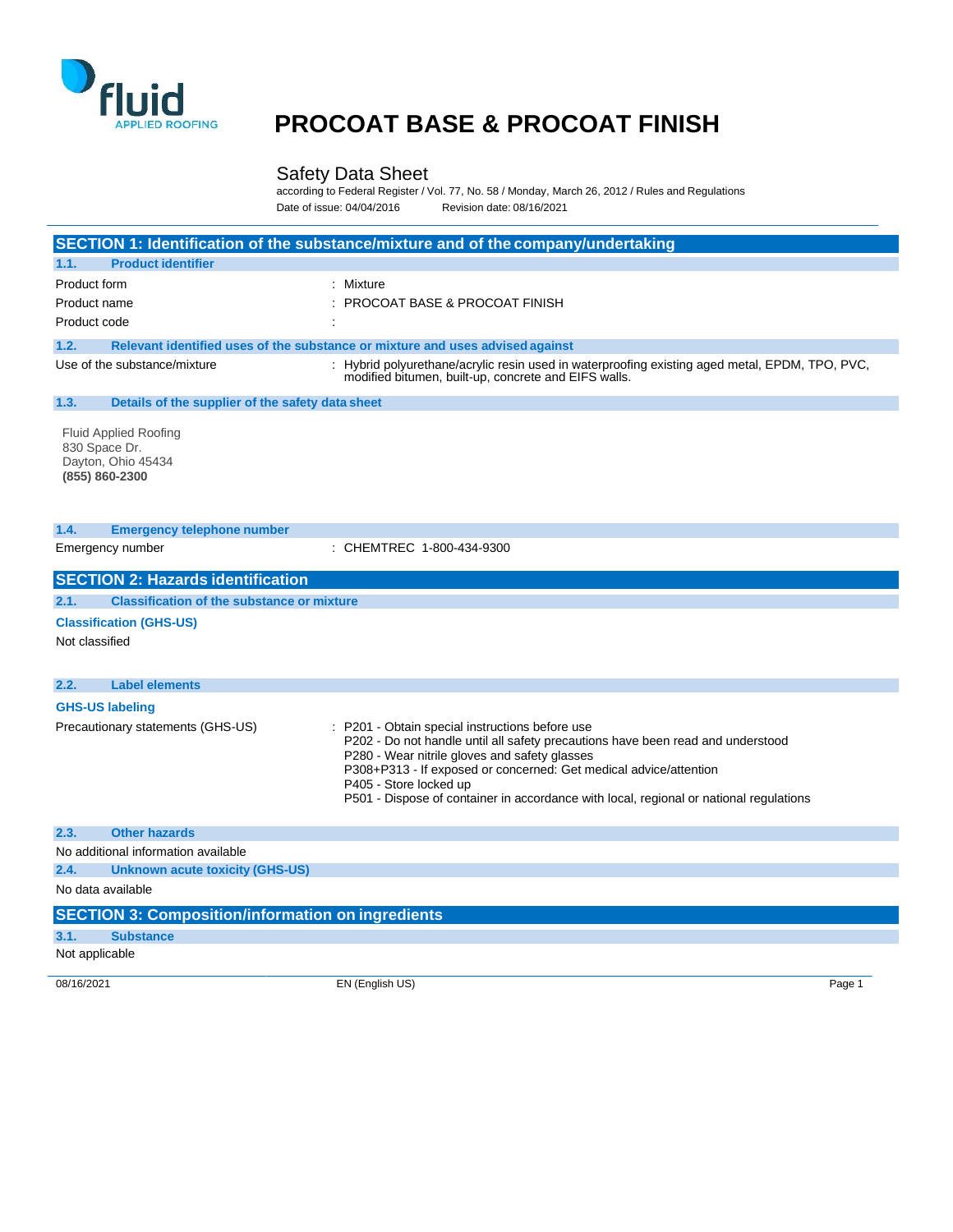# PROCOAT BASE & PROCOAT FINISH

## Safety Data Sheet

according to Federal Register / Vol. 77, No. 58 / Monday, March 26, 2012 / Rules and Regulations

Date of issue: 04/04/2016 Revision date: 08/16/2021

## SECTION 1: Identification of the substance/mixture and of the company/undertaking

### 1.1. Product identifier

Product form : Mixture

Product name : PROCOAT BASE & PROCOAT FINISH

Product code :

### 1.2. Relevant identified uses of the substance or mixture and uses advised against

Use of the substance/mixture : Hybrid polyurethane/acrylic resin used in waterproofing existing aged metal, EPDM, TPO, PVC, modified bitumen, built-up, concrete and EIFS walls.

### 1.3. Details of the supplier of the safety data sheet

Fluid Applied Roofing
830 Space Dr.
Dayton, Ohio 45434
**(855) 860-2300**

### 1.4. Emergency telephone number

Emergency number : CHEMTREC 1-800-434-9300

## SECTION 2: Hazards identification

### 2.1. Classification of the substance or mixture

**Classification (GHS-US)**

Not classified

### 2.2. Label elements

**GHS-US labeling**

Precautionary statements (GHS-US) :
- P201 - Obtain special instructions before use
- P202 - Do not handle until all safety precautions have been read and understood
- P280 - Wear nitrile gloves and safety glasses
- P308+P313 - If exposed or concerned: Get medical advice/attention
- P405 - Store locked up
- P501 - Dispose of container in accordance with local, regional or national regulations

### 2.3. Other hazards

No additional information available

### 2.4. Unknown acute toxicity (GHS-US)

No data available

## SECTION 3: Composition/information on ingredients

### 3.1. Substance

Not applicable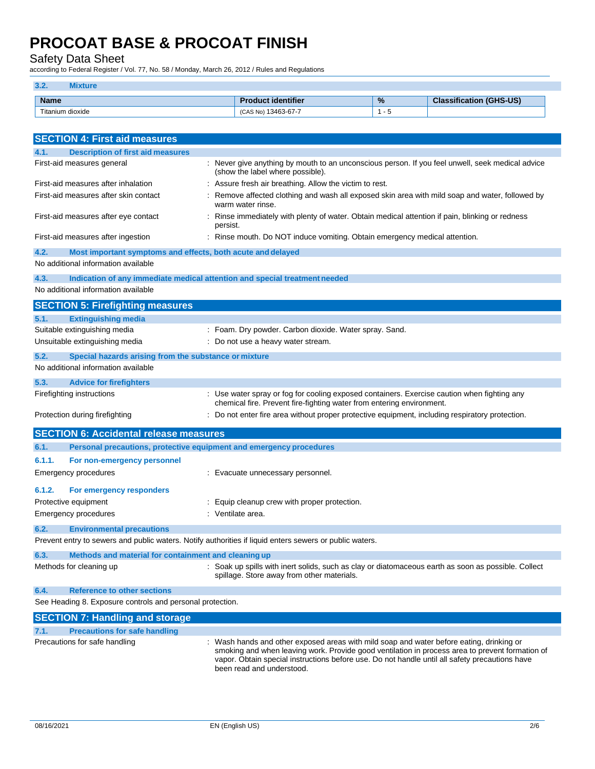### 3.2. Mixture

| Name | Product identifier | % | Classification (GHS-US) |
|---|---|---|---|
| Titanium dioxide | (CAS No) 13463-67-7 | 1 - 5 | |

## SECTION 4: First aid measures

### 4.1. Description of first aid measures

| | |
|---|---|
| First-aid measures general | : Never give anything by mouth to an unconscious person. If you feel unwell, seek medical advice (show the label where possible). |
| First-aid measures after inhalation | : Assure fresh air breathing. Allow the victim to rest. |
| First-aid measures after skin contact | : Remove affected clothing and wash all exposed skin area with mild soap and water, followed by warm water rinse. |
| First-aid measures after eye contact | : Rinse immediately with plenty of water. Obtain medical attention if pain, blinking or redness persist. |
| First-aid measures after ingestion | : Rinse mouth. Do NOT induce vomiting. Obtain emergency medical attention. |

### 4.2. Most important symptoms and effects, both acute and delayed

No additional information available

### 4.3. Indication of any immediate medical attention and special treatment needed

No additional information available

## SECTION 5: Firefighting measures

### 5.1. Extinguishing media

| | |
|---|---|
| Suitable extinguishing media | : Foam. Dry powder. Carbon dioxide. Water spray. Sand. |
| Unsuitable extinguishing media | : Do not use a heavy water stream. |

### 5.2. Special hazards arising from the substance or mixture

No additional information available

### 5.3. Advice for firefighters

| | |
|---|---|
| Firefighting instructions | : Use water spray or fog for cooling exposed containers. Exercise caution when fighting any chemical fire. Prevent fire-fighting water from entering environment. |
| Protection during firefighting | : Do not enter fire area without proper protective equipment, including respiratory protection. |

## SECTION 6: Accidental release measures

### 6.1. Personal precautions, protective equipment and emergency procedures

#### 6.1.1. For non-emergency personnel

| | |
|---|---|
| Emergency procedures | : Evacuate unnecessary personnel. |

#### 6.1.2. For emergency responders

| | |
|---|---|
| Protective equipment | : Equip cleanup crew with proper protection. |
| Emergency procedures | : Ventilate area. |

### 6.2. Environmental precautions

Prevent entry to sewers and public waters. Notify authorities if liquid enters sewers or public waters.

### 6.3. Methods and material for containment and cleaning up

| | |
|---|---|
| Methods for cleaning up | : Soak up spills with inert solids, such as clay or diatomaceous earth as soon as possible. Collect spillage. Store away from other materials. |

### 6.4. Reference to other sections

See Heading 8. Exposure controls and personal protection.

## SECTION 7: Handling and storage

### 7.1. Precautions for safe handling

| | |
|---|---|
| Precautions for safe handling | : Wash hands and other exposed areas with mild soap and water before eating, drinking or smoking and when leaving work. Provide good ventilation in process area to prevent formation of vapor. Obtain special instructions before use. Do not handle until all safety precautions have been read and understood. |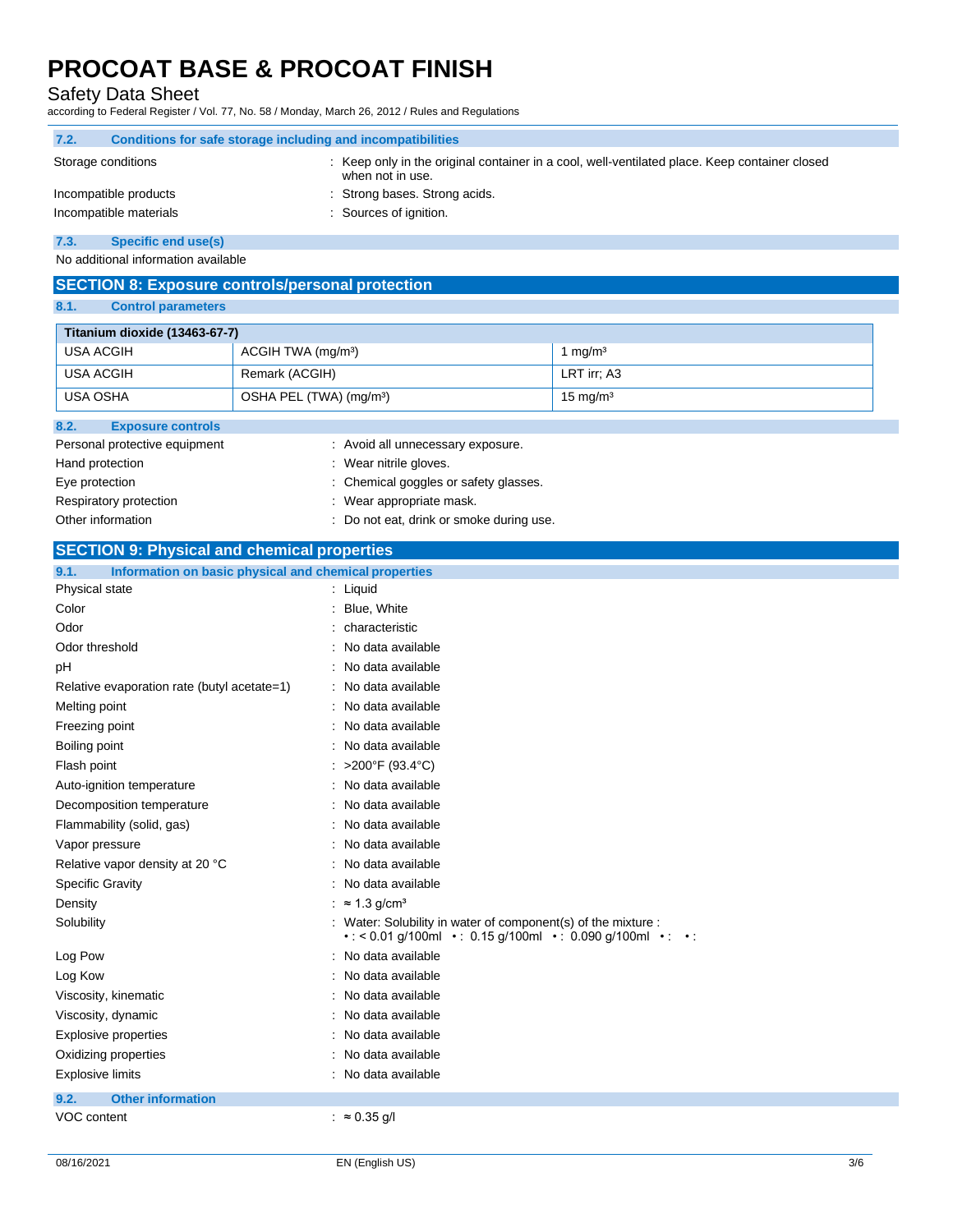#### 7.2. Conditions for safe storage including and incompatibilities

Storage conditions : Keep only in the original container in a cool, well-ventilated place. Keep container closed when not in use.

Incompatible products : Strong bases. Strong acids.

Incompatible materials : Sources of ignition.

#### 7.3. Specific end use(s)

No additional information available

## SECTION 8: Exposure controls/personal protection

#### 8.1. Control parameters

| Titanium dioxide (13463-67-7) | | |
|---|---|---|
| USA ACGIH | ACGIH TWA (mg/m³) | 1 mg/m³ |
| USA ACGIH | Remark (ACGIH) | LRT irr; A3 |
| USA OSHA | OSHA PEL (TWA) (mg/m³) | 15 mg/m³ |

#### 8.2. Exposure controls

Personal protective equipment : Avoid all unnecessary exposure.

Hand protection : Wear nitrile gloves.

Eye protection : Chemical goggles or safety glasses.

Respiratory protection : Wear appropriate mask.

Other information : Do not eat, drink or smoke during use.

## SECTION 9: Physical and chemical properties

#### 9.1. Information on basic physical and chemical properties

Physical state : Liquid

Color : Blue, White

Odor : characteristic

Odor threshold : No data available

pH : No data available

Relative evaporation rate (butyl acetate=1) : No data available

Melting point : No data available

Freezing point : No data available

Boiling point : No data available

Flash point : >200°F (93.4°C)

Auto-ignition temperature : No data available

Decomposition temperature : No data available

Flammability (solid, gas) : No data available

Vapor pressure : No data available

Relative vapor density at 20 °C : No data available

Specific Gravity : No data available

Density : ≈ 1.3 g/cm³

Solubility : Water: Solubility in water of component(s) of the mixture :
• : < 0.01 g/100ml • : 0.15 g/100ml • : 0.090 g/100ml • : • :

Log Pow : No data available

Log Kow : No data available

Viscosity, kinematic : No data available

Viscosity, dynamic : No data available

Explosive properties : No data available

Oxidizing properties : No data available

Explosive limits : No data available

#### 9.2. Other information

VOC content : ≈ 0.35 g/l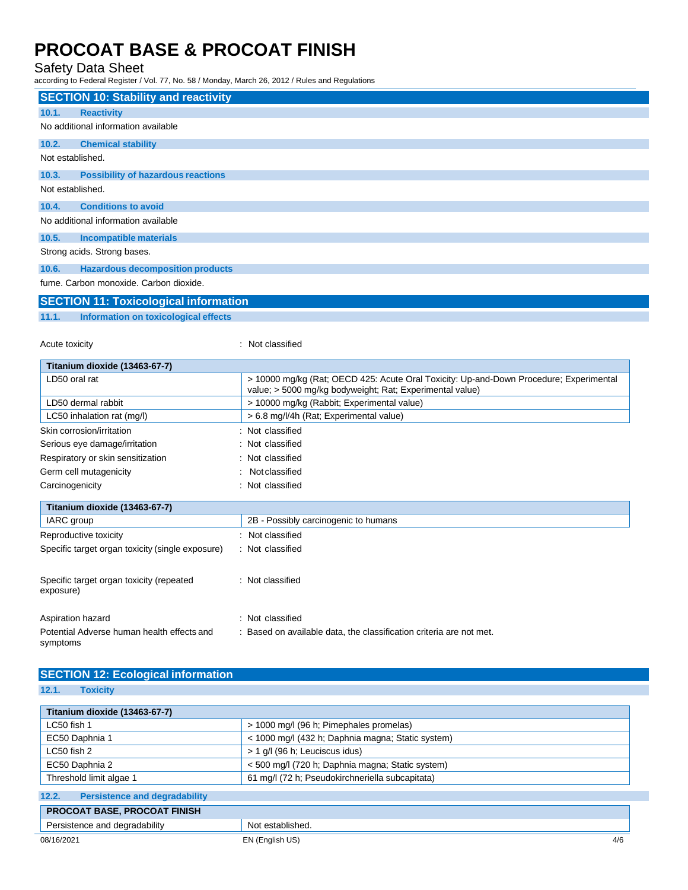## SECTION 10: Stability and reactivity

### 10.1. Reactivity

No additional information available

### 10.2. Chemical stability

Not established.

### 10.3. Possibility of hazardous reactions

Not established.

### 10.4. Conditions to avoid

No additional information available

### 10.5. Incompatible materials

Strong acids. Strong bases.

### 10.6. Hazardous decomposition products

fume. Carbon monoxide. Carbon dioxide.

## SECTION 11: Toxicological information

### 11.1. Information on toxicological effects

Acute toxicity : Not classified

| Titanium dioxide (13463-67-7) | |
|---|---|
| LD50 oral rat | > 10000 mg/kg (Rat; OECD 425: Acute Oral Toxicity: Up-and-Down Procedure; Experimental value; > 5000 mg/kg bodyweight; Rat; Experimental value) |
| LD50 dermal rabbit | > 10000 mg/kg (Rabbit; Experimental value) |
| LC50 inhalation rat (mg/l) | > 6.8 mg/l/4h (Rat; Experimental value) |

Skin corrosion/irritation : Not classified

Serious eye damage/irritation : Not classified

Respiratory or skin sensitization : Not classified

Germ cell mutagenicity : Not classified

Carcinogenicity : Not classified

| Titanium dioxide (13463-67-7) | |
|---|---|
| IARC group | 2B - Possibly carcinogenic to humans |

Reproductive toxicity : Not classified

Specific target organ toxicity (single exposure) : Not classified

Specific target organ toxicity (repeated exposure) : Not classified

Aspiration hazard : Not classified

Potential Adverse human health effects and symptoms : Based on available data, the classification criteria are not met.

## SECTION 12: Ecological information

### 12.1. Toxicity

| Titanium dioxide (13463-67-7) | |
|---|---|
| LC50 fish 1 | > 1000 mg/l (96 h; Pimephales promelas) |
| EC50 Daphnia 1 | < 1000 mg/l (432 h; Daphnia magna; Static system) |
| LC50 fish 2 | > 1 g/l (96 h; Leuciscus idus) |
| EC50 Daphnia 2 | < 500 mg/l (720 h; Daphnia magna; Static system) |
| Threshold limit algae 1 | 61 mg/l (72 h; Pseudokirchneriella subcapitata) |

### 12.2. Persistence and degradability

| PROCOAT BASE, PROCOAT FINISH | |
|---|---|
| Persistence and degradability | Not established. |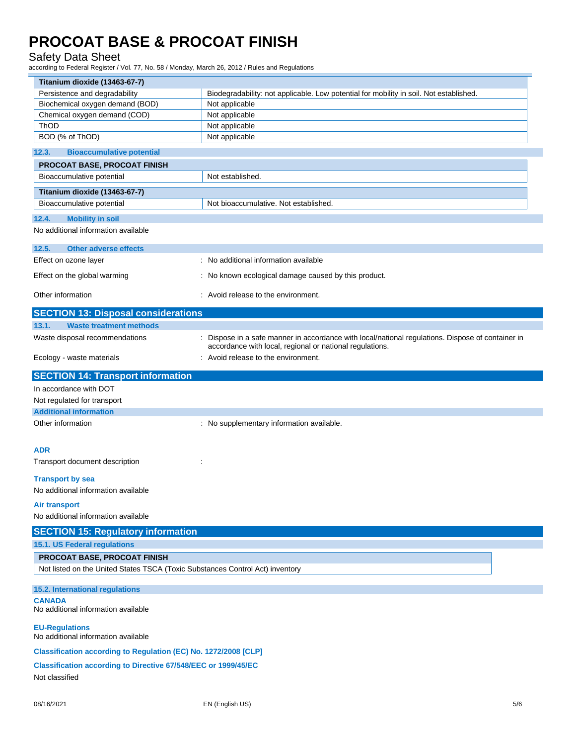| Titanium dioxide (13463-67-7) | |
|---|---|
| Persistence and degradability | Biodegradability: not applicable. Low potential for mobility in soil. Not established. |
| Biochemical oxygen demand (BOD) | Not applicable |
| Chemical oxygen demand (COD) | Not applicable |
| ThOD | Not applicable |
| BOD (% of ThOD) | Not applicable |

### 12.3. Bioaccumulative potential

| PROCOAT BASE, PROCOAT FINISH | |
|---|---|
| Bioaccumulative potential | Not established. |

| Titanium dioxide (13463-67-7) | |
|---|---|
| Bioaccumulative potential | Not bioaccumulative. Not established. |

### 12.4. Mobility in soil

No additional information available

### 12.5. Other adverse effects

Effect on ozone layer : No additional information available

Effect on the global warming : No known ecological damage caused by this product.

Other information : Avoid release to the environment.

## SECTION 13: Disposal considerations

### 13.1. Waste treatment methods

Waste disposal recommendations : Dispose in a safe manner in accordance with local/national regulations. Dispose of container in accordance with local, regional or national regulations.

Ecology - waste materials : Avoid release to the environment.

## SECTION 14: Transport information

In accordance with DOT

Not regulated for transport

### Additional information

Other information : No supplementary information available.

**ADR**

Transport document description :

**Transport by sea**

No additional information available

**Air transport**

No additional information available

## SECTION 15: Regulatory information

### 15.1. US Federal regulations

| PROCOAT BASE, PROCOAT FINISH |
|---|
| Not listed on the United States TSCA (Toxic Substances Control Act) inventory |

### 15.2. International regulations

**CANADA**

No additional information available

**EU-Regulations**

No additional information available

**Classification according to Regulation (EC) No. 1272/2008 [CLP]**

**Classification according to Directive 67/548/EEC or 1999/45/EC**

Not classified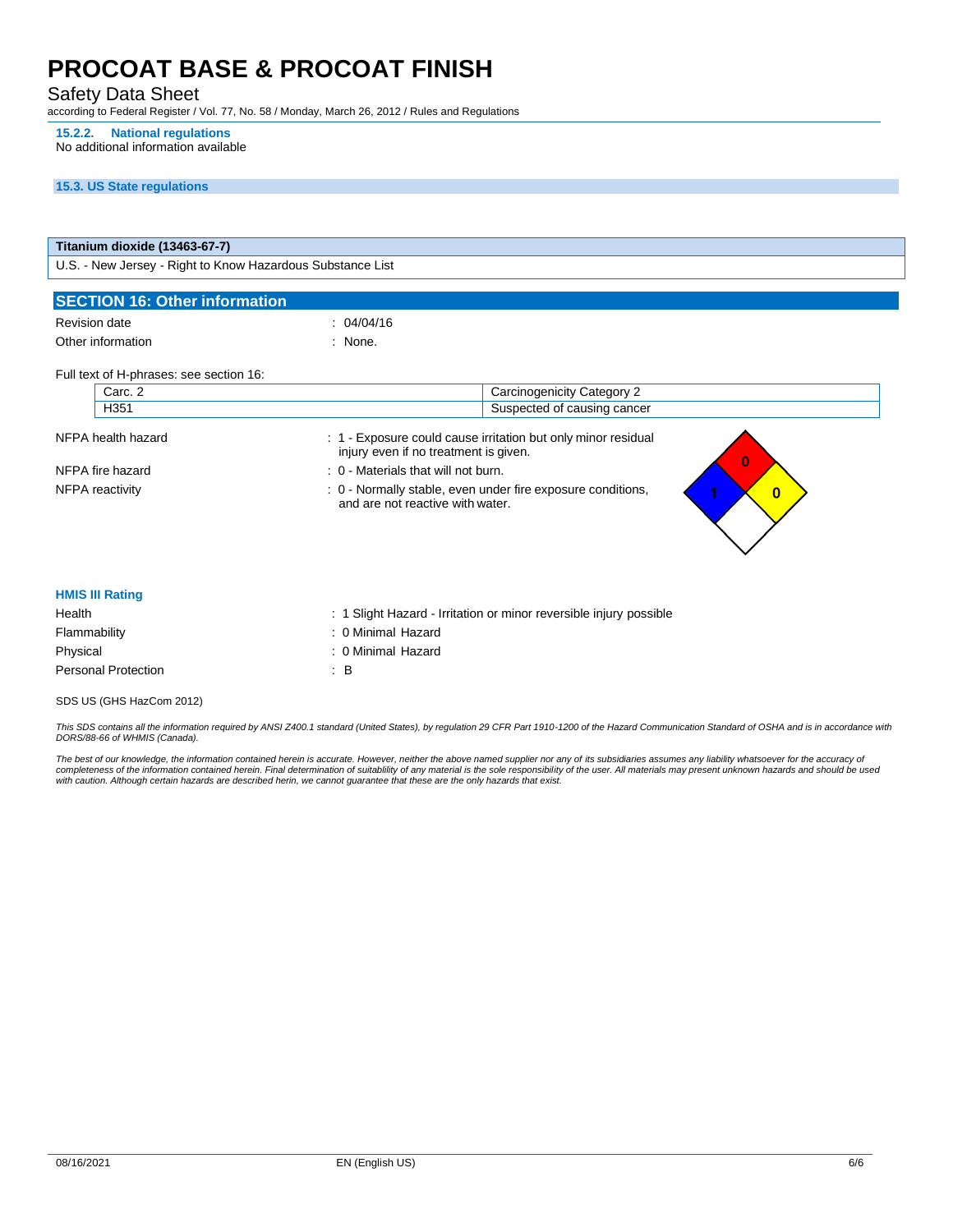#### 15.2.2. National regulations

No additional information available

### 15.3. US State regulations

| Titanium dioxide (13463-67-7) |
| --- |
| U.S. - New Jersey - Right to Know Hazardous Substance List |

## SECTION 16: Other information

Revision date : 04/04/16

Other information : None.

Full text of H-phrases: see section 16:

| | |
| --- | --- |
| Carc. 2 | Carcinogenicity Category 2 |
| H351 | Suspected of causing cancer |

NFPA health hazard : 1 - Exposure could cause irritation but only minor residual injury even if no treatment is given.

NFPA fire hazard : 0 - Materials that will not burn.

NFPA reactivity : 0 - Normally stable, even under fire exposure conditions, and are not reactive with water.

0

1

0

### HMIS III Rating

Health : 1 Slight Hazard - Irritation or minor reversible injury possible

Flammability : 0 Minimal Hazard

Physical : 0 Minimal Hazard

Personal Protection : B

SDS US (GHS HazCom 2012)

*This SDS contains all the information required by ANSI Z400.1 standard (United States), by regulation 29 CFR Part 1910-1200 of the Hazard Communication Standard of OSHA and is in accordance with DORS/88-66 of WHMIS (Canada).*

*The best of our knowledge, the information contained herein is accurate. However, neither the above named supplier nor any of its subsidiaries assumes any liability whatsoever for the accuracy of completeness of the information contained herein. Final determination of suitablility of any material is the sole responsibility of the user. All materials may present unknown hazards and should be used with caution. Although certain hazards are described herin, we cannot guarantee that these are the only hazards that exist.*